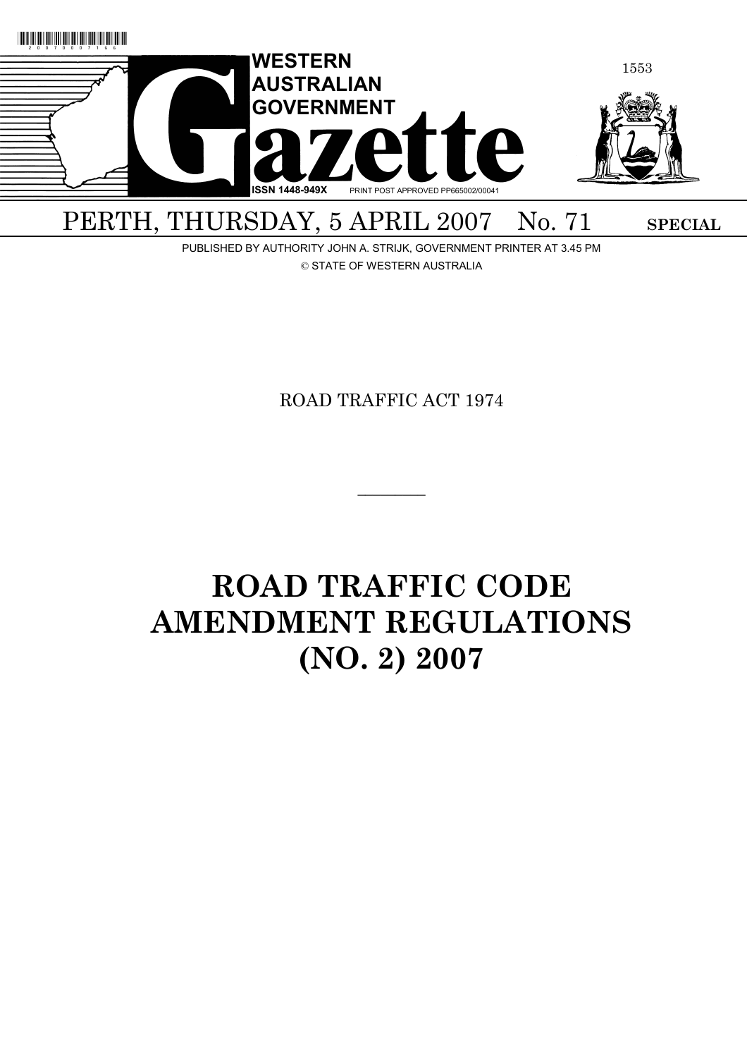# WESTERN AUSTRALIAN GOVERNMENT Gazette

ISSN 1448-949X PRINT POST APPROVED PP665002/00041

PERTH, THURSDAY, 5 APRIL 2007 No. 71 **SPECIAL**

PUBLISHED BY AUTHORITY JOHN A. STRIJK, GOVERNMENT PRINTER AT 3.45 PM

© STATE OF WESTERN AUSTRALIA

ROAD TRAFFIC ACT 1974

---

# ROAD TRAFFIC CODE AMENDMENT REGULATIONS (NO. 2) 2007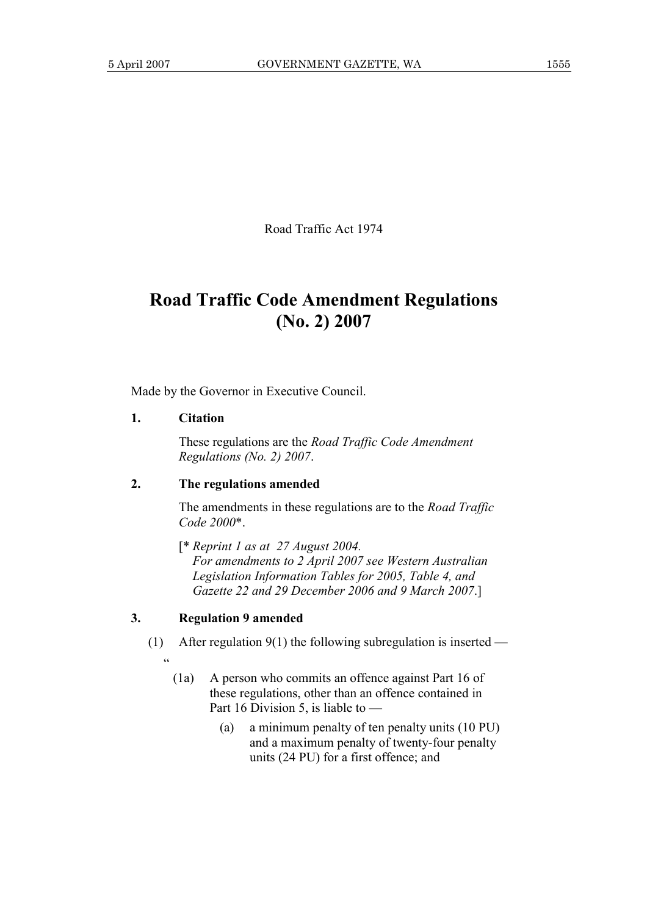Road Traffic Act 1974

# Road Traffic Code Amendment Regulations (No. 2) 2007

Made by the Governor in Executive Council.

**1. Citation**

These regulations are the *Road Traffic Code Amendment Regulations (No. 2) 2007*.

**2. The regulations amended**

The amendments in these regulations are to the *Road Traffic Code 2000*\*.

[\* *Reprint 1 as at 27 August 2004. For amendments to 2 April 2007 see Western Australian Legislation Information Tables for 2005, Table 4, and Gazette 22 and 29 December 2006 and 9 March 2007.*]

**3. Regulation 9 amended**

(1) After regulation 9(1) the following subregulation is inserted —

"

(1a) A person who commits an offence against Part 16 of these regulations, other than an offence contained in Part 16 Division 5, is liable to —

(a) a minimum penalty of ten penalty units (10 PU) and a maximum penalty of twenty-four penalty units (24 PU) for a first offence; and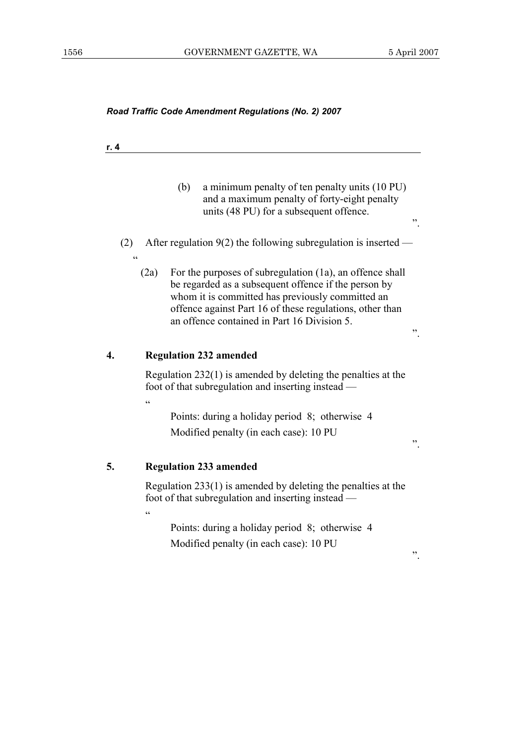(b) a minimum penalty of ten penalty units (10 PU) and a maximum penalty of forty-eight penalty units (48 PU) for a subsequent offence.

".

(2) After regulation 9(2) the following subregulation is inserted —

"

(2a) For the purposes of subregulation (1a), an offence shall be regarded as a subsequent offence if the person by whom it is committed has previously committed an offence against Part 16 of these regulations, other than an offence contained in Part 16 Division 5.

".

## 4. Regulation 232 amended

Regulation 232(1) is amended by deleting the penalties at the foot of that subregulation and inserting instead —

"

Points: during a holiday period 8; otherwise 4

Modified penalty (in each case): 10 PU

".

## 5. Regulation 233 amended

Regulation 233(1) is amended by deleting the penalties at the foot of that subregulation and inserting instead —

"

Points: during a holiday period 8; otherwise 4

Modified penalty (in each case): 10 PU

".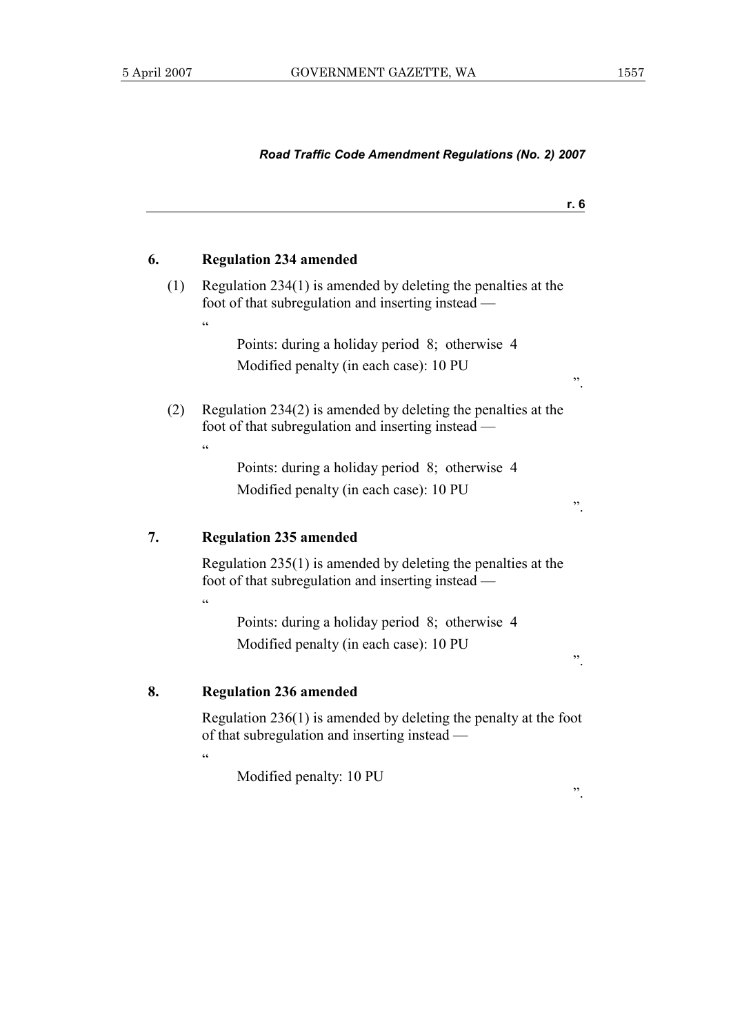### 6. Regulation 234 amended

(1) Regulation 234(1) is amended by deleting the penalties at the foot of that subregulation and inserting instead —

"

Points: during a holiday period 8; otherwise 4

Modified penalty (in each case): 10 PU

".

(2) Regulation 234(2) is amended by deleting the penalties at the foot of that subregulation and inserting instead —

"

Points: during a holiday period 8; otherwise 4

Modified penalty (in each case): 10 PU

".

### 7. Regulation 235 amended

Regulation 235(1) is amended by deleting the penalties at the foot of that subregulation and inserting instead —

"

Points: during a holiday period 8; otherwise 4

Modified penalty (in each case): 10 PU

".

### 8. Regulation 236 amended

Regulation 236(1) is amended by deleting the penalty at the foot of that subregulation and inserting instead —

"

Modified penalty: 10 PU

".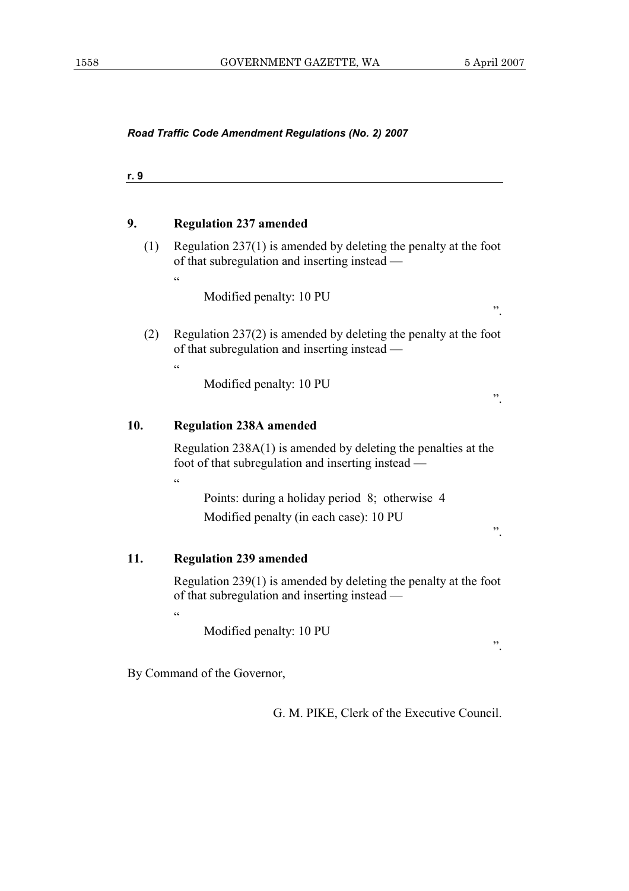### 9. Regulation 237 amended

(1) Regulation 237(1) is amended by deleting the penalty at the foot of that subregulation and inserting instead —

"

Modified penalty: 10 PU

".

(2) Regulation 237(2) is amended by deleting the penalty at the foot of that subregulation and inserting instead —

"

Modified penalty: 10 PU

".

### 10. Regulation 238A amended

Regulation 238A(1) is amended by deleting the penalties at the foot of that subregulation and inserting instead —

"

Points: during a holiday period 8; otherwise 4

Modified penalty (in each case): 10 PU

".

### 11. Regulation 239 amended

Regulation 239(1) is amended by deleting the penalty at the foot of that subregulation and inserting instead —

"

Modified penalty: 10 PU

".

By Command of the Governor,

G. M. PIKE, Clerk of the Executive Council.